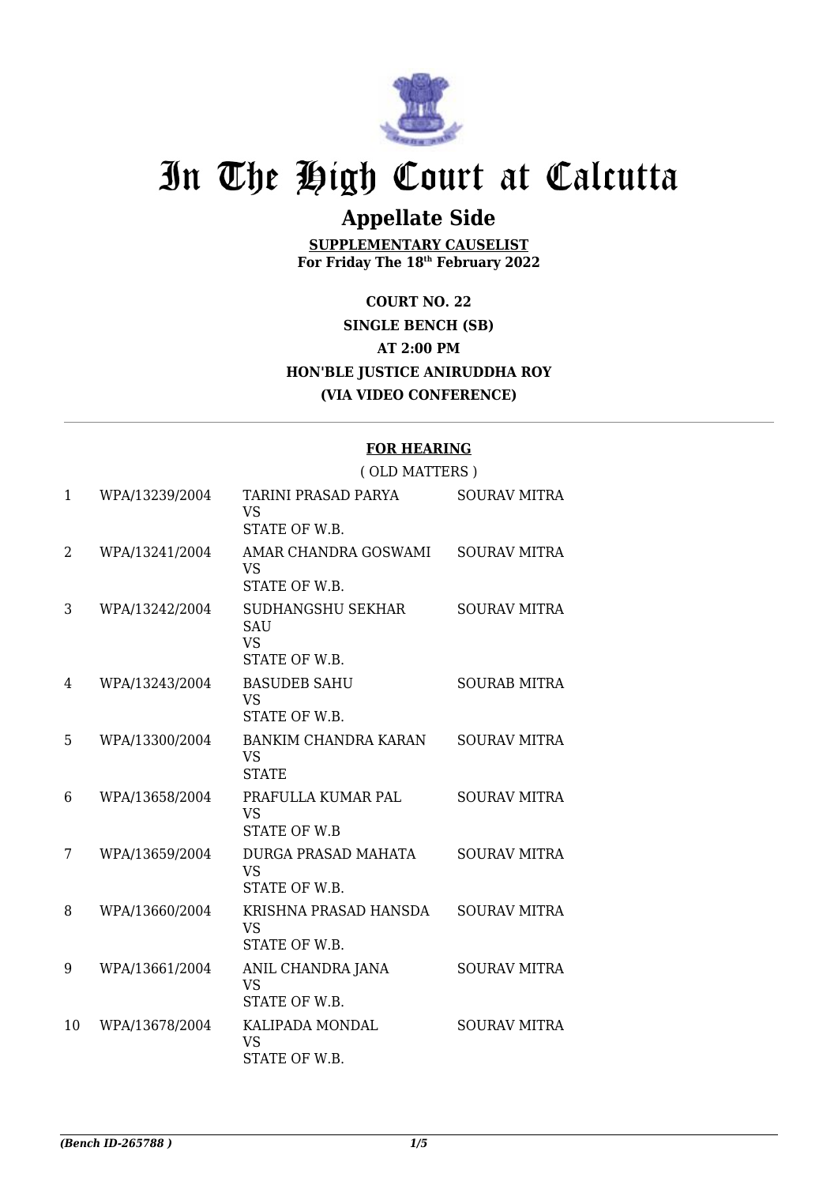# In The High Court at Calcutta

## Appellate Side

**SUPPLEMENTARY CAUSELIST**
**For Friday The 18th February 2022**

**COURT NO. 22**
**SINGLE BENCH (SB)**
**AT 2:00 PM**
**HON'BLE JUSTICE ANIRUDDHA ROY**
**(VIA VIDEO CONFERENCE)**

**FOR HEARING**

( OLD MATTERS )

| | | | |
|---|---|---|---|
| 1 | WPA/13239/2004 | TARINI PRASAD PARYA VS STATE OF W.B. | SOURAV MITRA |
| 2 | WPA/13241/2004 | AMAR CHANDRA GOSWAMI VS STATE OF W.B. | SOURAV MITRA |
| 3 | WPA/13242/2004 | SUDHANGSHU SEKHAR SAU VS STATE OF W.B. | SOURAV MITRA |
| 4 | WPA/13243/2004 | BASUDEB SAHU VS STATE OF W.B. | SOURAB MITRA |
| 5 | WPA/13300/2004 | BANKIM CHANDRA KARAN VS STATE | SOURAV MITRA |
| 6 | WPA/13658/2004 | PRAFULLA KUMAR PAL VS STATE OF W.B | SOURAV MITRA |
| 7 | WPA/13659/2004 | DURGA PRASAD MAHATA VS STATE OF W.B. | SOURAV MITRA |
| 8 | WPA/13660/2004 | KRISHNA PRASAD HANSDA VS STATE OF W.B. | SOURAV MITRA |
| 9 | WPA/13661/2004 | ANIL CHANDRA JANA VS STATE OF W.B. | SOURAV MITRA |
| 10 | WPA/13678/2004 | KALIPADA MONDAL VS STATE OF W.B. | SOURAV MITRA |

*(Bench ID-265788 )*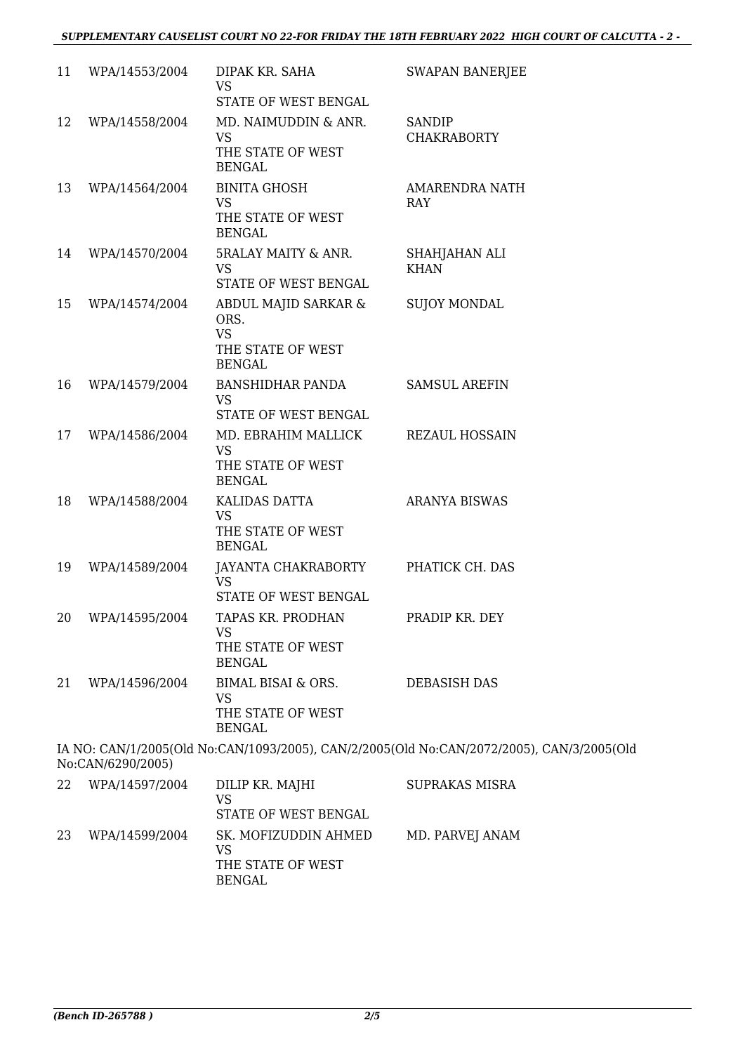| | | | |
|---|---|---|---|
| 11 | WPA/14553/2004 | DIPAK KR. SAHA VS STATE OF WEST BENGAL | SWAPAN BANERJEE |
| 12 | WPA/14558/2004 | MD. NAIMUDDIN & ANR. VS THE STATE OF WEST BENGAL | SANDIP CHAKRABORTY |
| 13 | WPA/14564/2004 | BINITA GHOSH VS THE STATE OF WEST BENGAL | AMARENDRA NATH RAY |
| 14 | WPA/14570/2004 | 5RALAY MAITY & ANR. VS STATE OF WEST BENGAL | SHAHJAHAN ALI KHAN |
| 15 | WPA/14574/2004 | ABDUL MAJID SARKAR & ORS. VS THE STATE OF WEST BENGAL | SUJOY MONDAL |
| 16 | WPA/14579/2004 | BANSHIDHAR PANDA VS STATE OF WEST BENGAL | SAMSUL AREFIN |
| 17 | WPA/14586/2004 | MD. EBRAHIM MALLICK VS THE STATE OF WEST BENGAL | REZAUL HOSSAIN |
| 18 | WPA/14588/2004 | KALIDAS DATTA VS THE STATE OF WEST BENGAL | ARANYA BISWAS |
| 19 | WPA/14589/2004 | JAYANTA CHAKRABORTY VS STATE OF WEST BENGAL | PHATICK CH. DAS |
| 20 | WPA/14595/2004 | TAPAS KR. PRODHAN VS THE STATE OF WEST BENGAL | PRADIP KR. DEY |
| 21 | WPA/14596/2004 | BIMAL BISAI & ORS. VS THE STATE OF WEST BENGAL | DEBASISH DAS |

IA NO: CAN/1/2005(Old No:CAN/1093/2005), CAN/2/2005(Old No:CAN/2072/2005), CAN/3/2005(Old No:CAN/6290/2005)

| | | | |
|---|---|---|---|
| 22 | WPA/14597/2004 | DILIP KR. MAJHI VS STATE OF WEST BENGAL | SUPRAKAS MISRA |
| 23 | WPA/14599/2004 | SK. MOFIZUDDIN AHMED VS THE STATE OF WEST BENGAL | MD. PARVEJ ANAM |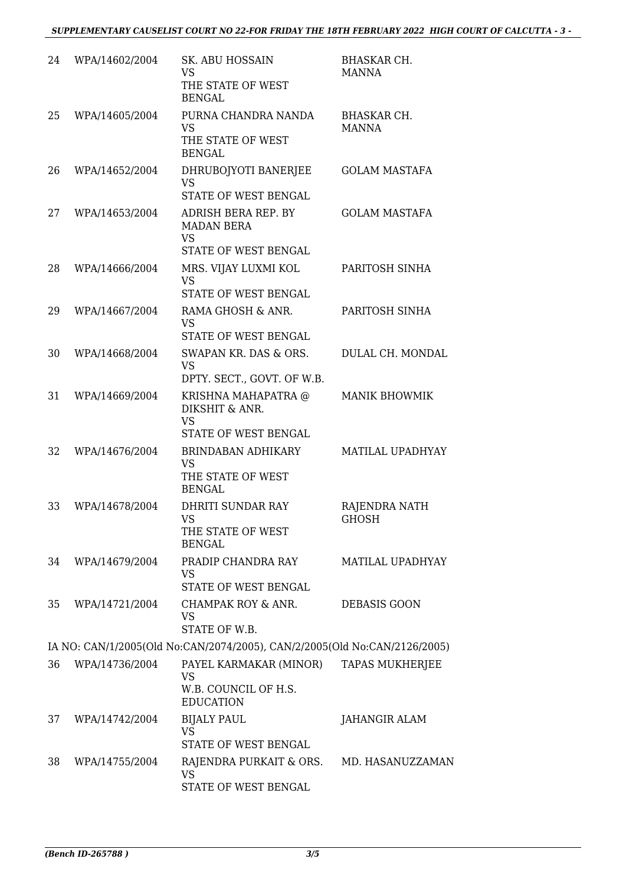| | | | |
|---|---|---|---|
| 24 | WPA/14602/2004 | SK. ABU HOSSAIN<br>VS<br>THE STATE OF WEST BENGAL | BHASKAR CH. MANNA |
| 25 | WPA/14605/2004 | PURNA CHANDRA NANDA<br>VS<br>THE STATE OF WEST BENGAL | BHASKAR CH. MANNA |
| 26 | WPA/14652/2004 | DHRUBOJYOTI BANERJEE<br>VS<br>STATE OF WEST BENGAL | GOLAM MASTAFA |
| 27 | WPA/14653/2004 | ADRISH BERA REP. BY MADAN BERA<br>VS<br>STATE OF WEST BENGAL | GOLAM MASTAFA |
| 28 | WPA/14666/2004 | MRS. VIJAY LUXMI KOL<br>VS<br>STATE OF WEST BENGAL | PARITOSH SINHA |
| 29 | WPA/14667/2004 | RAMA GHOSH & ANR.<br>VS<br>STATE OF WEST BENGAL | PARITOSH SINHA |
| 30 | WPA/14668/2004 | SWAPAN KR. DAS & ORS.<br>VS<br>DPTY. SECT., GOVT. OF W.B. | DULAL CH. MONDAL |
| 31 | WPA/14669/2004 | KRISHNA MAHAPATRA @ DIKSHIT & ANR.<br>VS<br>STATE OF WEST BENGAL | MANIK BHOWMIK |
| 32 | WPA/14676/2004 | BRINDABAN ADHIKARY<br>VS<br>THE STATE OF WEST BENGAL | MATILAL UPADHYAY |
| 33 | WPA/14678/2004 | DHRITI SUNDAR RAY<br>VS<br>THE STATE OF WEST BENGAL | RAJENDRA NATH GHOSH |
| 34 | WPA/14679/2004 | PRADIP CHANDRA RAY<br>VS<br>STATE OF WEST BENGAL | MATILAL UPADHYAY |
| 35 | WPA/14721/2004 | CHAMPAK ROY & ANR.<br>VS<br>STATE OF W.B. | DEBASIS GOON |
| | IA NO: CAN/1/2005(Old No:CAN/2074/2005), CAN/2/2005(Old No:CAN/2126/2005) | | |
| 36 | WPA/14736/2004 | PAYEL KARMAKAR (MINOR)<br>VS<br>W.B. COUNCIL OF H.S. EDUCATION | TAPAS MUKHERJEE |
| 37 | WPA/14742/2004 | BIJALY PAUL<br>VS<br>STATE OF WEST BENGAL | JAHANGIR ALAM |
| 38 | WPA/14755/2004 | RAJENDRA PURKAIT & ORS.<br>VS<br>STATE OF WEST BENGAL | MD. HASANUZZAMAN |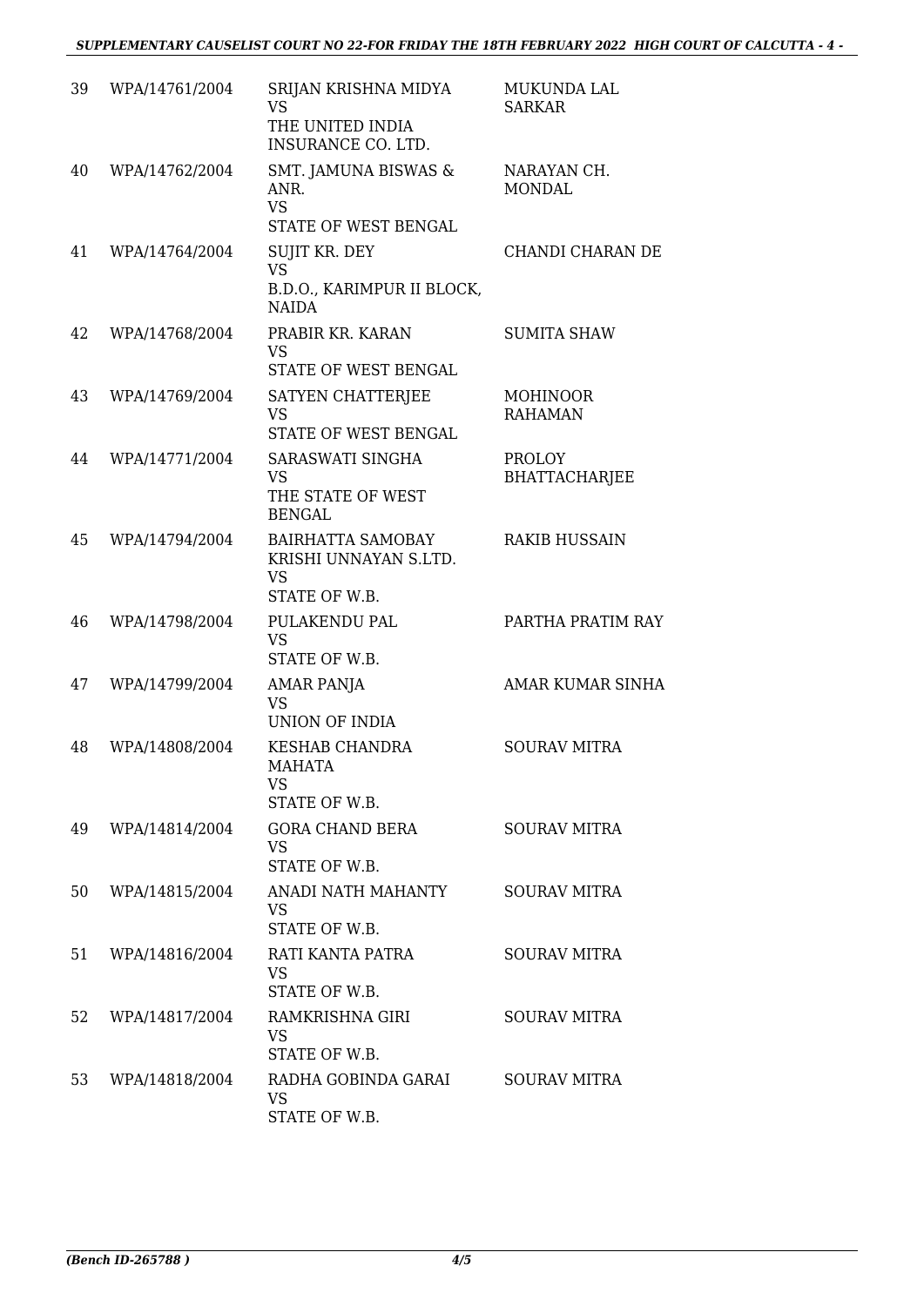| | | | |
|---|---|---|---|
| 39 | WPA/14761/2004 | SRIJAN KRISHNA MIDYA<br>VS<br>THE UNITED INDIA INSURANCE CO. LTD. | MUKUNDA LAL SARKAR |
| 40 | WPA/14762/2004 | SMT. JAMUNA BISWAS & ANR.<br>VS<br>STATE OF WEST BENGAL | NARAYAN CH. MONDAL |
| 41 | WPA/14764/2004 | SUJIT KR. DEY<br>VS<br>B.D.O., KARIMPUR II BLOCK, NAIDA | CHANDI CHARAN DE |
| 42 | WPA/14768/2004 | PRABIR KR. KARAN<br>VS<br>STATE OF WEST BENGAL | SUMITA SHAW |
| 43 | WPA/14769/2004 | SATYEN CHATTERJEE<br>VS<br>STATE OF WEST BENGAL | MOHINOOR RAHAMAN |
| 44 | WPA/14771/2004 | SARASWATI SINGHA<br>VS<br>THE STATE OF WEST BENGAL | PROLOY BHATTACHARJEE |
| 45 | WPA/14794/2004 | BAIRHATTA SAMOBAY KRISHI UNNAYAN S.LTD.<br>VS<br>STATE OF W.B. | RAKIB HUSSAIN |
| 46 | WPA/14798/2004 | PULAKENDU PAL<br>VS<br>STATE OF W.B. | PARTHA PRATIM RAY |
| 47 | WPA/14799/2004 | AMAR PANJA<br>VS<br>UNION OF INDIA | AMAR KUMAR SINHA |
| 48 | WPA/14808/2004 | KESHAB CHANDRA MAHATA<br>VS<br>STATE OF W.B. | SOURAV MITRA |
| 49 | WPA/14814/2004 | GORA CHAND BERA<br>VS<br>STATE OF W.B. | SOURAV MITRA |
| 50 | WPA/14815/2004 | ANADI NATH MAHANTY<br>VS<br>STATE OF W.B. | SOURAV MITRA |
| 51 | WPA/14816/2004 | RATI KANTA PATRA<br>VS<br>STATE OF W.B. | SOURAV MITRA |
| 52 | WPA/14817/2004 | RAMKRISHNA GIRI<br>VS<br>STATE OF W.B. | SOURAV MITRA |
| 53 | WPA/14818/2004 | RADHA GOBINDA GARAI<br>VS<br>STATE OF W.B. | SOURAV MITRA |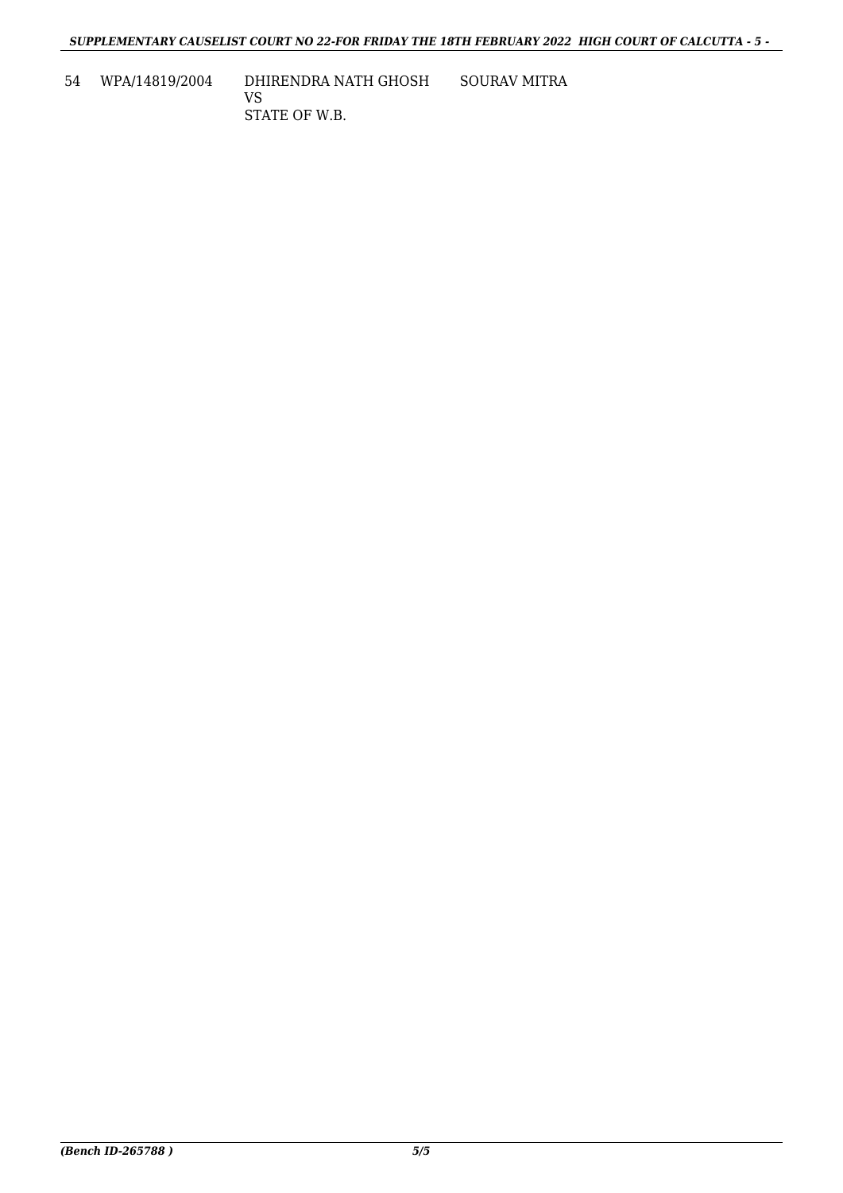| | | | |
|---|---|---|---|
| 54 | WPA/14819/2004 | DHIRENDRA NATH GHOSH<br>VS<br>STATE OF W.B. | SOURAV MITRA |